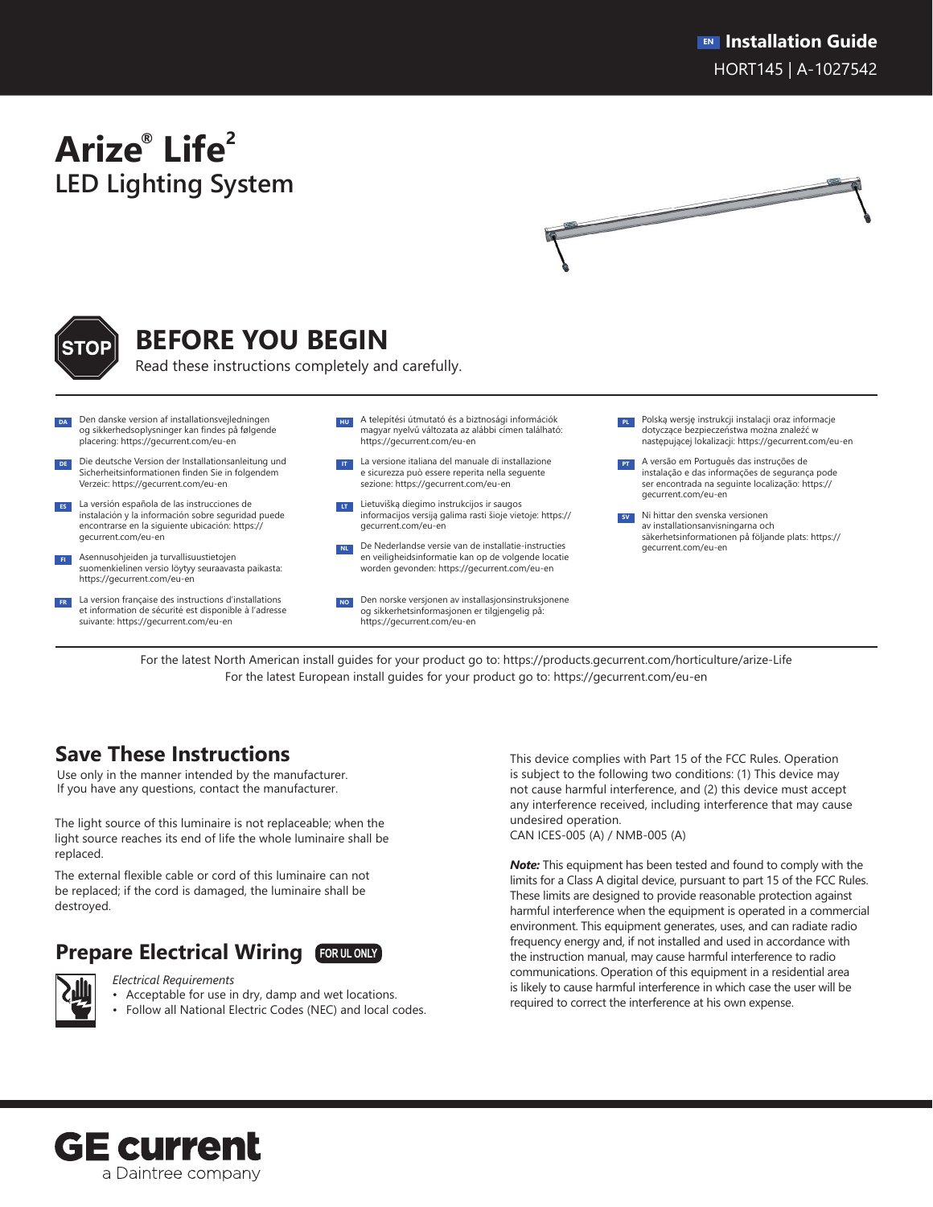EN **Installation Guide**
HORT145 | A-1027542

# Arize® Life²
## LED Lighting System

# BEFORE YOU BEGIN

Read these instructions completely and carefully.

**DA** Den danske version af installationsvejledningen og sikkerhedsoplysninger kan findes på følgende placering: https://gecurrent.com/eu-en

**DE** Die deutsche Version der Installationsanleitung und Sicherheitsinformationen finden Sie in folgendem Verzeic: https://gecurrent.com/eu-en

**ES** La versión española de las instrucciones de instalación y la información sobre seguridad puede encontrarse en la siguiente ubicación: https://gecurrent.com/eu-en

**FI** Asennusohjeiden ja turvallisuustietojen suomenkielinen versio löytyy seuraavasta paikasta: https://gecurrent.com/eu-en

**FR** La version française des instructions d'installations et information de sécurité est disponible à l'adresse suivante: https://gecurrent.com/eu-en

**HU** A telepítési útmutató és a biztnoság információk magyar nyelvű változata az alábbi címen található: https://gecurrent.com/eu-en

**IT** La versione italiana del manuale di installazione e sicurezza può essere reperita nella seguente sezione: https://gecurrent.com/eu-en

**LT** Lietuvišką diegimo instrukcijos ir saugos informacijos versiją galima rasti šioje vietoje: https://gecurrent.com/eu-en

**NL** De Nederlandse versie van de installatie-instructies en veiligheidsinformatie kan op de volgende locatie worden gevonden: https://gecurrent.com/eu-en

**NO** Den norske versjonen av installasjonsinstruksjonene og sikkerhetsinformasjonen er tilgjengelig på: https://gecurrent.com/eu-en

**PL** Polską wersję instrukcji instalacji oraz informacje dotyczące bezpieczeństwa można znaleźć w następującej lokalizacji: https://gecurrent.com/eu-en

**PT** A versão em Português das instruções de instalação e das informações de segurança pode ser encontrada na seguinte localização: https://gecurrent.com/eu-en

**SV** Ni hittar den svenska versionen av installationsanvisningarna och säkerhetsinformationen på följande plats: https://gecurrent.com/eu-en

For the latest North American install guides for your product go to: https://products.gecurrent.com/horticulture/arize-Life
For the latest European install guides for your product go to: https://gecurrent.com/eu-en

## Save These Instructions

Use only in the manner intended by the manufacturer.
If you have any questions, contact the manufacturer.

The light source of this luminaire is not replaceable; when the light source reaches its end of life the whole luminaire shall be replaced.

The external flexible cable or cord of this luminaire can not be replaced; if the cord is damaged, the luminaire shall be destroyed.

## Prepare Electrical Wiring FOR UL ONLY

*Electrical Requirements*

- Acceptable for use in dry, damp and wet locations.
- Follow all National Electric Codes (NEC) and local codes.

This device complies with Part 15 of the FCC Rules. Operation is subject to the following two conditions: (1) This device may not cause harmful interference, and (2) this device must accept any interference received, including interference that may cause undesired operation.
CAN ICES-005 (A) / NMB-005 (A)

***Note:*** This equipment has been tested and found to comply with the limits for a Class A digital device, pursuant to part 15 of the FCC Rules. These limits are designed to provide reasonable protection against harmful interference when the equipment is operated in a commercial environment. This equipment generates, uses, and can radiate radio frequency energy and, if not installed and used in accordance with the instruction manual, may cause harmful interference to radio communications. Operation of this equipment in a residential area is likely to cause harmful interference in which case the user will be required to correct the interference at his own expense.

GE current
a Daintree company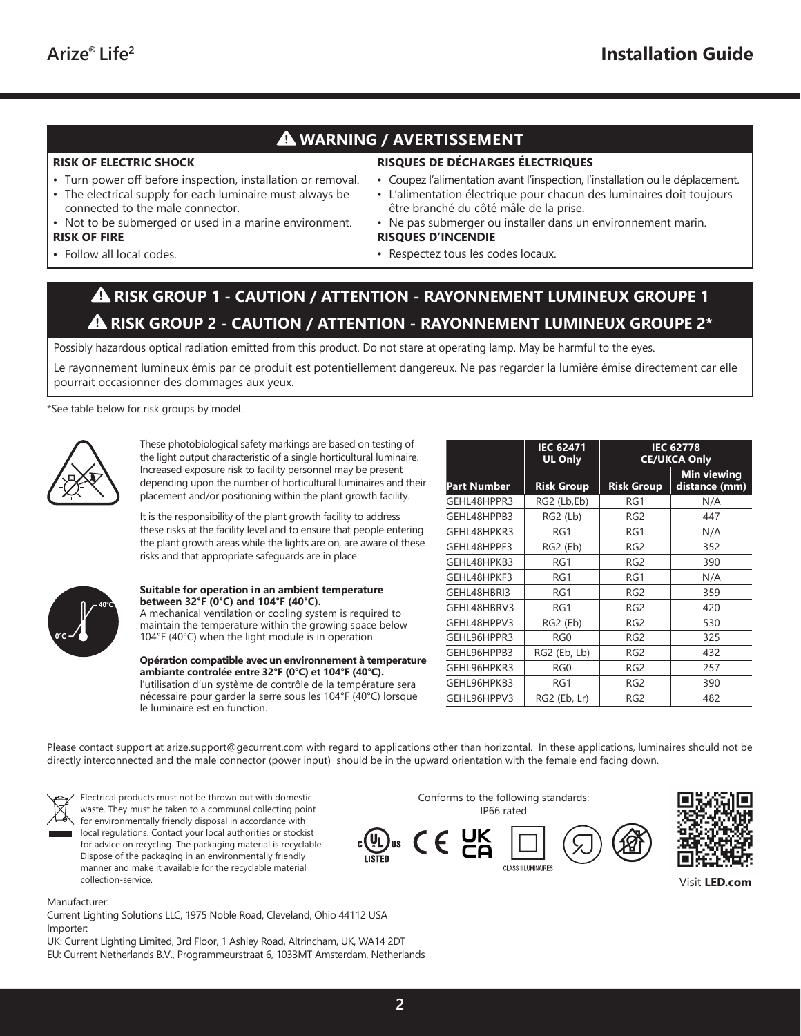# ⚠ WARNING / AVERTISSEMENT

**RISK OF ELECTRIC SHOCK**

- Turn power off before inspection, installation or removal.
- The electrical supply for each luminaire must always be connected to the male connector.
- Not to be submerged or used in a marine environment.

**RISK OF FIRE**

- Follow all local codes.

**RISQUES DE DÉCHARGES ÉLECTRIQUES**

- Coupez l'alimentation avant l'inspection, l'installation ou le déplacement.
- L'alimentation électrique pour chacun des luminaires doit toujours être branché du côté mâle de la prise.
- Ne pas submerger ou installer dans un environnement marin.

**RISQUES D'INCENDIE**

- Respectez tous les codes locaux.

## ⚠ RISK GROUP 1 - CAUTION / ATTENTION - RAYONNEMENT LUMINEUX GROUPE 1

## ⚠ RISK GROUP 2 - CAUTION / ATTENTION - RAYONNEMENT LUMINEUX GROUPE 2*

Possibly hazardous optical radiation emitted from this product. Do not stare at operating lamp. May be harmful to the eyes.

Le rayonnement lumineux émis par ce produit est potentiellement dangereux. Ne pas regarder la lumière émise directement car elle pourrait occasionner des dommages aux yeux.

*See table below for risk groups by model.

These photobiological safety markings are based on testing of the light output characteristic of a single horticultural luminaire. Increased exposure risk to facility personnel may be present depending upon the number of horticultural luminaires and their placement and/or positioning within the plant growth facility.

It is the responsibility of the plant growth facility to address these risks at the facility level and to ensure that people entering the plant growth areas while the lights are on, are aware of these risks and that appropriate safeguards are in place.

**Suitable for operation in an ambient temperature between 32°F (0°C) and 104°F (40°C).**
A mechanical ventilation or cooling system is required to maintain the temperature within the growing space below 104°F (40°C) when the light module is in operation.

**Opération compatible avec un environnement à temperature ambiante controlée entre 32°F (0°C) et 104°F (40°C).**
l'utilisation d'un système de contrôle de la température sera nécessaire pour garder la serre sous les 104°F (40°C) lorsque le luminaire est en function.

| | IEC 62471 UL Only | IEC 62778 CE/UKCA Only | |
|---|---|---|---|
| **Part Number** | **Risk Group** | **Risk Group** | **Min viewing distance (mm)** |
| GEHL48HPPR3 | RG2 (Lb,Eb) | RG1 | N/A |
| GEHL48HPPB3 | RG2 (Lb) | RG2 | 447 |
| GEHL48HPKR3 | RG1 | RG1 | N/A |
| GEHL48HPPF3 | RG2 (Eb) | RG2 | 352 |
| GEHL48HPKB3 | RG1 | RG2 | 390 |
| GEHL48HPKF3 | RG1 | RG1 | N/A |
| GEHL48HBRI3 | RG1 | RG2 | 359 |
| GEHL48HBRV3 | RG1 | RG2 | 420 |
| GEHL48HPPV3 | RG2 (Eb) | RG2 | 530 |
| GEHL96HPPR3 | RG0 | RG2 | 325 |
| GEHL96HPPB3 | RG2 (Eb, Lb) | RG2 | 432 |
| GEHL96HPKR3 | RG0 | RG2 | 257 |
| GEHL96HPKB3 | RG1 | RG2 | 390 |
| GEHL96HPPV3 | RG2 (Eb, Lr) | RG2 | 482 |

Please contact support at arize.support@gecurrent.com with regard to applications other than horizontal. In these applications, luminaires should not be directly interconnected and the male connector (power input) should be in the upward orientation with the female end facing down.

Electrical products must not be thrown out with domestic waste. They must be taken to a communal collecting point for environmentally friendly disposal in accordance with local regulations. Contact your local authorities or stockist for advice on recycling. The packaging material is recyclable. Dispose of the packaging in an environmentally friendly manner and make it available for the recyclable material collection-service.

Conforms to the following standards:
IP66 rated

CLASS II LUMINAIRES

Visit **LED.com**

Manufacturer:
Current Lighting Solutions LLC, 1975 Noble Road, Cleveland, Ohio 44112 USA
Importer:
UK: Current Lighting Limited, 3rd Floor, 1 Ashley Road, Altrincham, UK, WA14 2DT
EU: Current Netherlands B.V., Programmeurstraat 6, 1033MT Amsterdam, Netherlands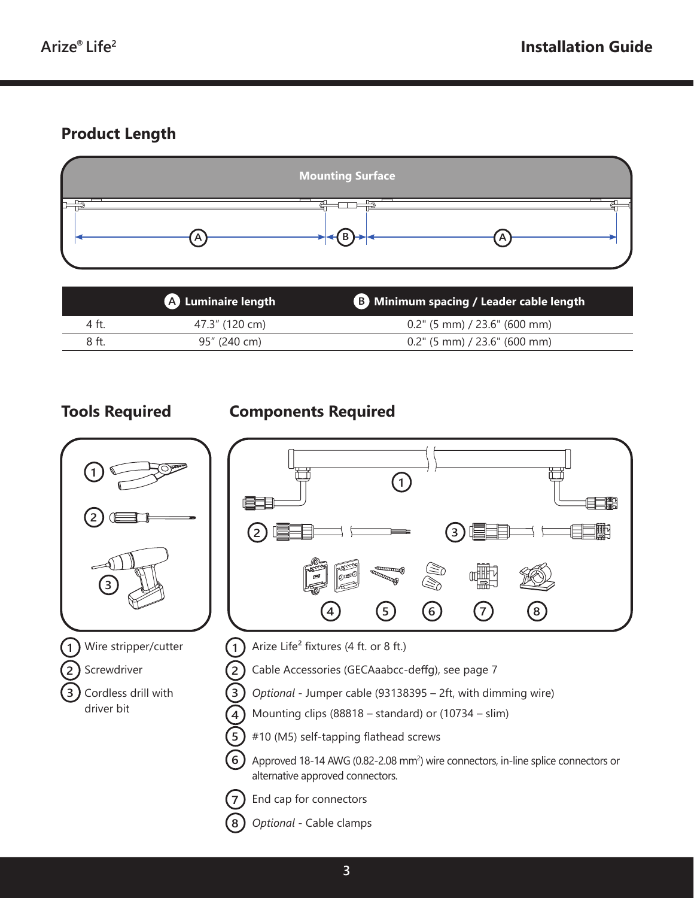## Product Length

| | A Luminaire length | B Minimum spacing / Leader cable length |
|---|---|---|
| 4 ft. | 47.3" (120 cm) | 0.2" (5 mm) / 23.6" (600 mm) |
| 8 ft. | 95" (240 cm) | 0.2" (5 mm) / 23.6" (600 mm) |

## Tools Required

1. Wire stripper/cutter
2. Screwdriver
3. Cordless drill with driver bit

## Components Required

1. Arize Life² fixtures (4 ft. or 8 ft.)
2. Cable Accessories (GECAaabcc-deffg), see page 7
3. *Optional* - Jumper cable (93138395 – 2ft, with dimming wire)
4. Mounting clips (88818 – standard) or (10734 – slim)
5. #10 (M5) self-tapping flathead screws
6. Approved 18-14 AWG (0.82-2.08 $mm^2$) wire connectors, in-line splice connectors or alternative approved connectors.
7. End cap for connectors
8. *Optional* - Cable clamps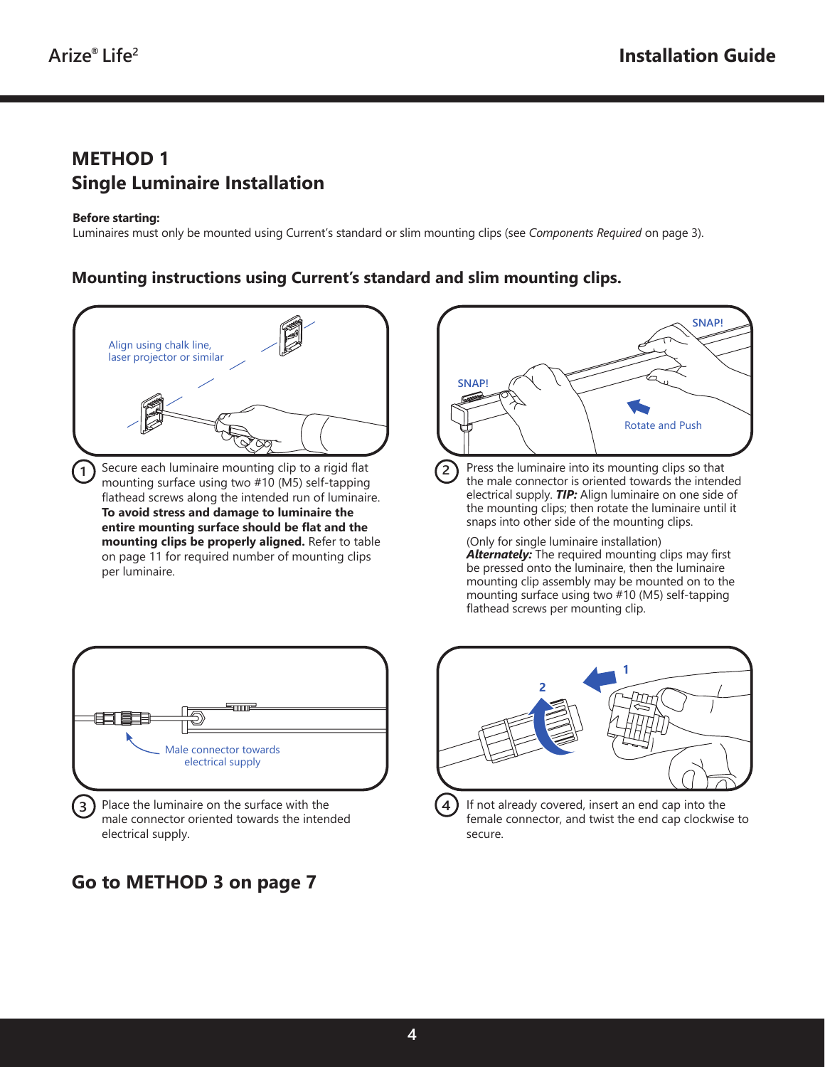# METHOD 1
## Single Luminaire Installation

**Before starting:**
Luminaires must only be mounted using Current's standard or slim mounting clips (see *Components Required* on page 3).

### Mounting instructions using Current's standard and slim mounting clips.

Align using chalk line, laser projector or similar

1. Secure each luminaire mounting clip to a rigid flat mounting surface using two #10 (M5) self-tapping flathead screws along the intended run of luminaire. **To avoid stress and damage to luminaire the entire mounting surface should be flat and the mounting clips be properly aligned.** Refer to table on page 11 for required number of mounting clips per luminaire.

SNAP! SNAP! Rotate and Push

2. Press the luminaire into its mounting clips so that the male connector is oriented towards the intended electrical supply. ***TIP:*** Align luminaire on one side of the mounting clips; then rotate the luminaire until it snaps into other side of the mounting clips.

   (Only for single luminaire installation)
   ***Alternately:*** The required mounting clips may first be pressed onto the luminaire, then the luminaire mounting clip assembly may be mounted on to the mounting surface using two #10 (M5) self-tapping flathead screws per mounting clip.

Male connector towards electrical supply

3. Place the luminaire on the surface with the male connector oriented towards the intended electrical supply.

4. If not already covered, insert an end cap into the female connector, and twist the end cap clockwise to secure.

## Go to METHOD 3 on page 7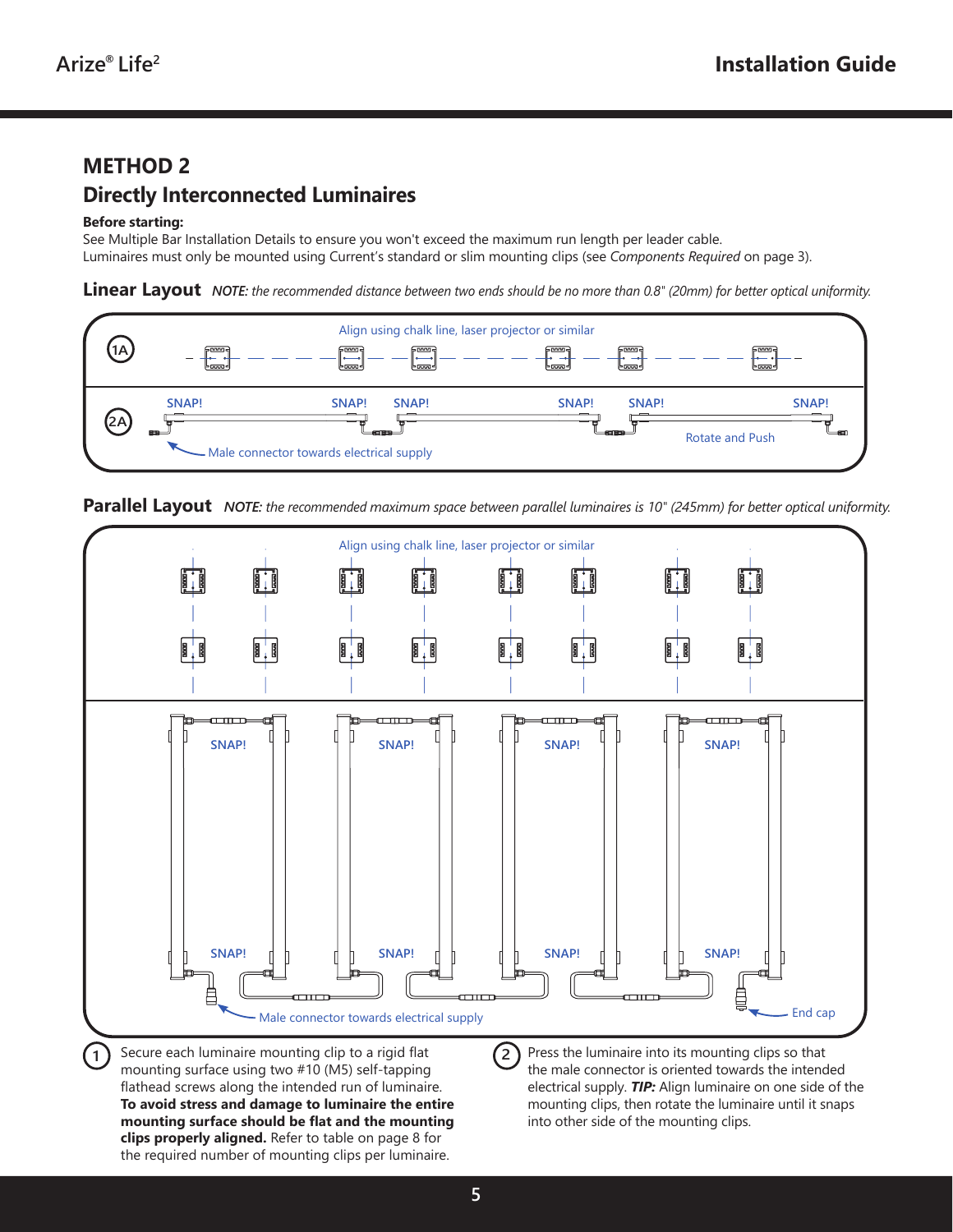## METHOD 2

## Directly Interconnected Luminaires

**Before starting:**

See Multiple Bar Installation Details to ensure you won't exceed the maximum run length per leader cable.
Luminaires must only be mounted using Current's standard or slim mounting clips (see *Components Required* on page 3).

### Linear Layout *NOTE: the recommended distance between two ends should be no more than 0.8" (20mm) for better optical uniformity.*

1A Align using chalk line, laser projector or similar

2A SNAP! SNAP! SNAP! SNAP! SNAP! SNAP!

Male connector towards electrical supply

Rotate and Push

### Parallel Layout *NOTE: the recommended maximum space between parallel luminaires is 10" (245mm) for better optical uniformity.*

Align using chalk line, laser projector or similar

SNAP! SNAP! SNAP! SNAP!

SNAP! SNAP! SNAP! SNAP!

Male connector towards electrical supply

End cap

1. Secure each luminaire mounting clip to a rigid flat mounting surface using two #10 (M5) self-tapping flathead screws along the intended run of luminaire. **To avoid stress and damage to luminaire the entire mounting surface should be flat and the mounting clips properly aligned.** Refer to table on page 8 for the required number of mounting clips per luminaire.

2. Press the luminaire into its mounting clips so that the male connector is oriented towards the intended electrical supply. ***TIP:*** Align luminaire on one side of the mounting clips, then rotate the luminaire until it snaps into other side of the mounting clips.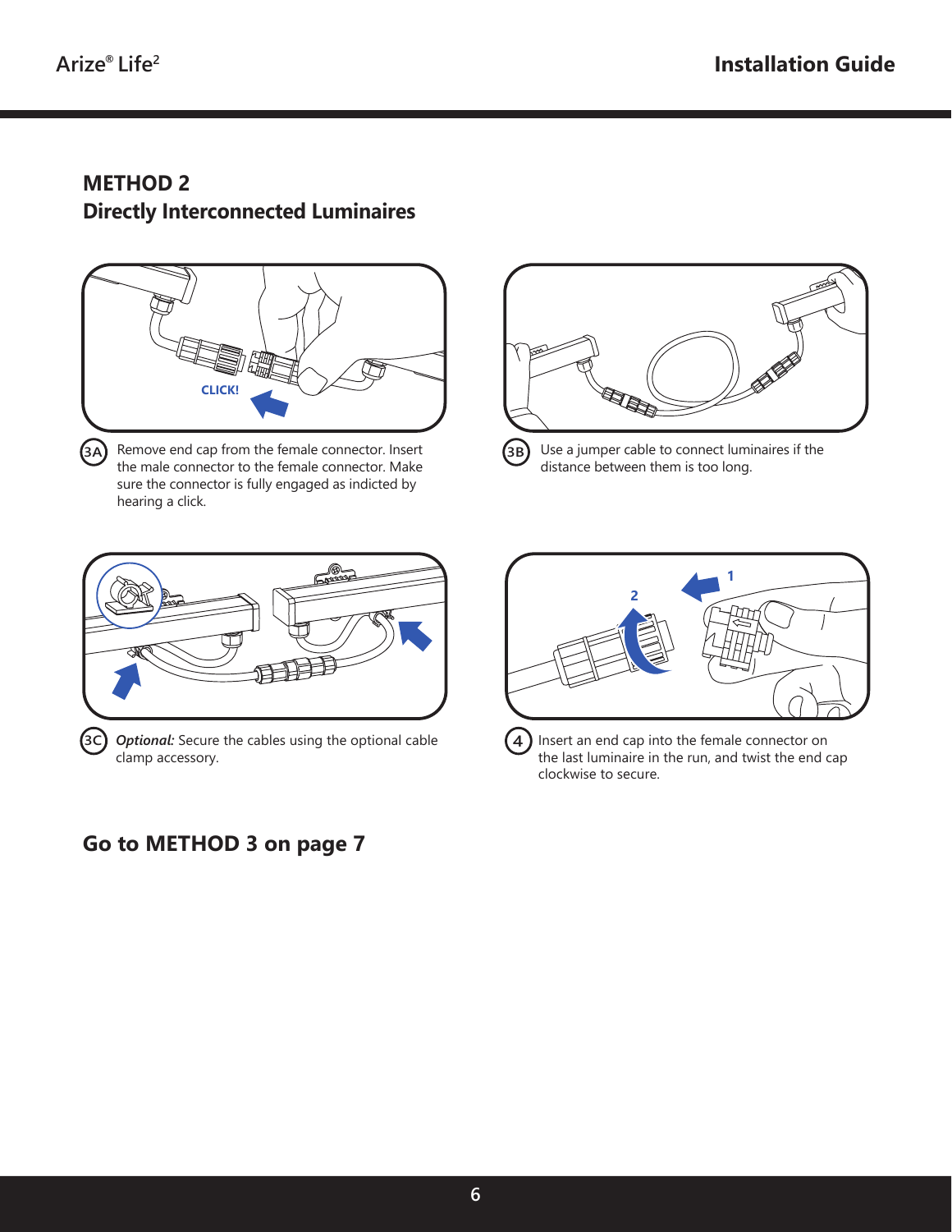## METHOD 2
## Directly Interconnected Luminaires

**3A** Remove end cap from the female connector. Insert the male connector to the female connector. Make sure the connector is fully engaged as indicted by hearing a click.

**3B** Use a jumper cable to connect luminaires if the distance between them is too long.

**3C** *Optional:* Secure the cables using the optional cable clamp accessory.

**4** Insert an end cap into the female connector on the last luminaire in the run, and twist the end cap clockwise to secure.

**Go to METHOD 3 on page 7**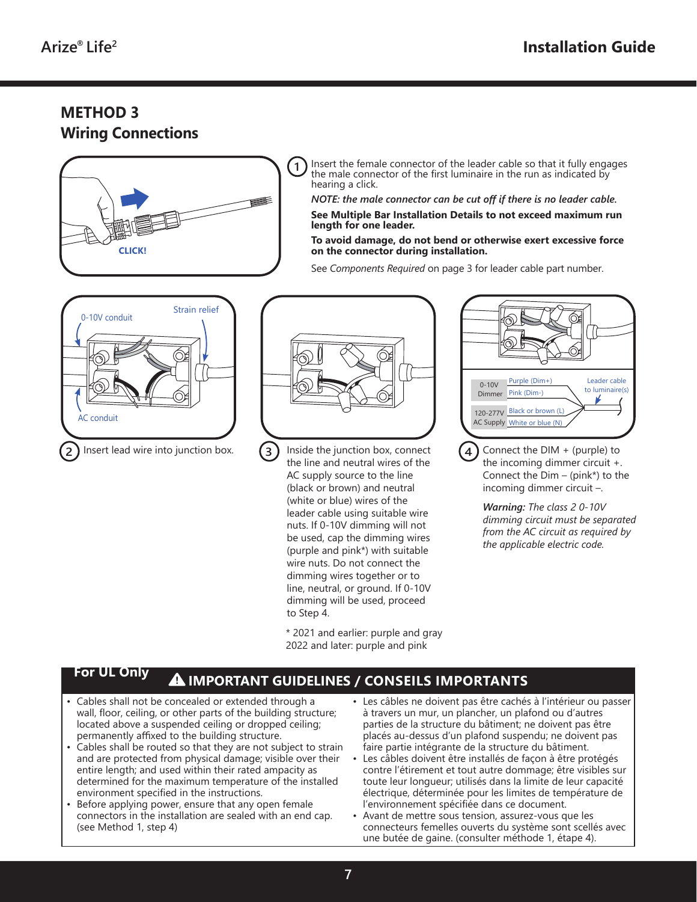## METHOD 3
## Wiring Connections

CLICK!

1. Insert the female connector of the leader cable so that it fully engages the male connector of the first luminaire in the run as indicated by hearing a click.

   *NOTE: the male connector can be cut off if there is no leader cable.*

   **See Multiple Bar Installation Details to not exceed maximum run length for one leader.**

   **To avoid damage, do not bend or otherwise exert excessive force on the connector during installation.**

   See *Components Required* on page 3 for leader cable part number.

0-10V conduit — Strain relief — AC conduit

2. Insert lead wire into junction box.

3. Inside the junction box, connect the line and neutral wires of the AC supply source to the line (black or brown) and neutral (white or blue) wires of the leader cable using suitable wire nuts. If 0-10V dimming will not be used, cap the dimming wires (purple and pink*) with suitable wire nuts. Do not connect the dimming wires together or to line, neutral, or ground. If 0-10V dimming will be used, proceed to Step 4.

   \* 2021 and earlier: purple and gray
   2022 and later: purple and pink

| | | |
|---|---|---|
| 0-10V Dimmer | Purple (Dim+) | Leader cable to luminaire(s) |
| | Pink (Dim-) | |
| 120-277V AC Supply | Black or brown (L) | |
| | White or blue (N) | |

4. Connect the DIM + (purple) to the incoming dimmer circuit +. Connect the Dim – (pink*) to the incoming dimmer circuit –.

   ***Warning:*** *The class 2 0-10V dimming circuit must be separated from the AC circuit as required by the applicable electric code.*

**For UL Only**

### ⚠ IMPORTANT GUIDELINES / CONSEILS IMPORTANTS

- Cables shall not be concealed or extended through a wall, floor, ceiling, or other parts of the building structure; located above a suspended ceiling or dropped ceiling; permanently affixed to the building structure.
- Cables shall be routed so that they are not subject to strain and are protected from physical damage; visible over their entire length; and used within their rated ampacity as determined for the maximum temperature of the installed environment specified in the instructions.
- Before applying power, ensure that any open female connectors in the installation are sealed with an end cap. (see Method 1, step 4)

- Les câbles ne doivent pas être cachés à l'intérieur ou passer à travers un mur, un plancher, un plafond ou d'autres parties de la structure du bâtiment; ne doivent pas être placés au-dessus d'un plafond suspendu; ne doivent pas faire partie intégrante de la structure du bâtiment.
- Les câbles doivent être installés de façon à être protégés contre l'étirement et tout autre dommage; être visibles sur toute leur longueur; utilisés dans la limite de leur capacité électrique, déterminée pour les limites de température de l'environnement spécifiée dans ce document.
- Avant de mettre sous tension, assurez-vous que les connecteurs femelles ouverts du système sont scellés avec une butée de gaine. (consulter méthode 1, étape 4).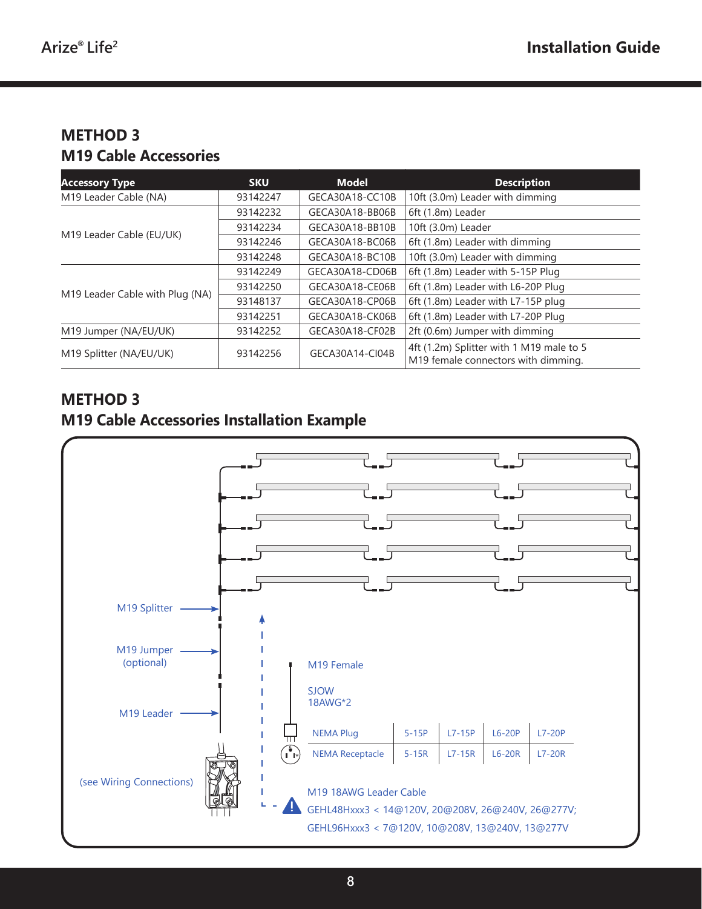## METHOD 3
## M19 Cable Accessories

| Accessory Type | SKU | Model | Description |
|---|---|---|---|
| M19 Leader Cable (NA) | 93142247 | GECA30A18-CC10B | 10ft (3.0m) Leader with dimming |
| M19 Leader Cable (EU/UK) | 93142232 | GECA30A18-BB06B | 6ft (1.8m) Leader |
| | 93142234 | GECA30A18-BB10B | 10ft (3.0m) Leader |
| | 93142246 | GECA30A18-BC06B | 6ft (1.8m) Leader with dimming |
| | 93142248 | GECA30A18-BC10B | 10ft (3.0m) Leader with dimming |
| M19 Leader Cable with Plug (NA) | 93142249 | GECA30A18-CD06B | 6ft (1.8m) Leader with 5-15P Plug |
| | 93142250 | GECA30A18-CE06B | 6ft (1.8m) Leader with L6-20P Plug |
| | 93148137 | GECA30A18-CP06B | 6ft (1.8m) Leader with L7-15P plug |
| | 93142251 | GECA30A18-CK06B | 6ft (1.8m) Leader with L7-20P Plug |
| M19 Jumper (NA/EU/UK) | 93142252 | GECA30A18-CF02B | 2ft (0.6m) Jumper with dimming |
| M19 Splitter (NA/EU/UK) | 93142256 | GECA30A14-CI04B | 4ft (1.2m) Splitter with 1 M19 male to 5 M19 female connectors with dimming. |

## METHOD 3
## M19 Cable Accessories Installation Example

M19 Splitter

M19 Jumper (optional)

M19 Leader

(see Wiring Connections)

M19 Female

SJOW 18AWG*2

| NEMA Plug | 5-15P | L7-15P | L6-20P | L7-20P |
|---|---|---|---|---|
| NEMA Receptacle | 5-15R | L7-15R | L6-20R | L7-20R |

M19 18AWG Leader Cable
GEHL48Hxxx3 < 14@120V, 20@208V, 26@240V, 26@277V;
GEHL96Hxxx3 < 7@120V, 10@208V, 13@240V, 13@277V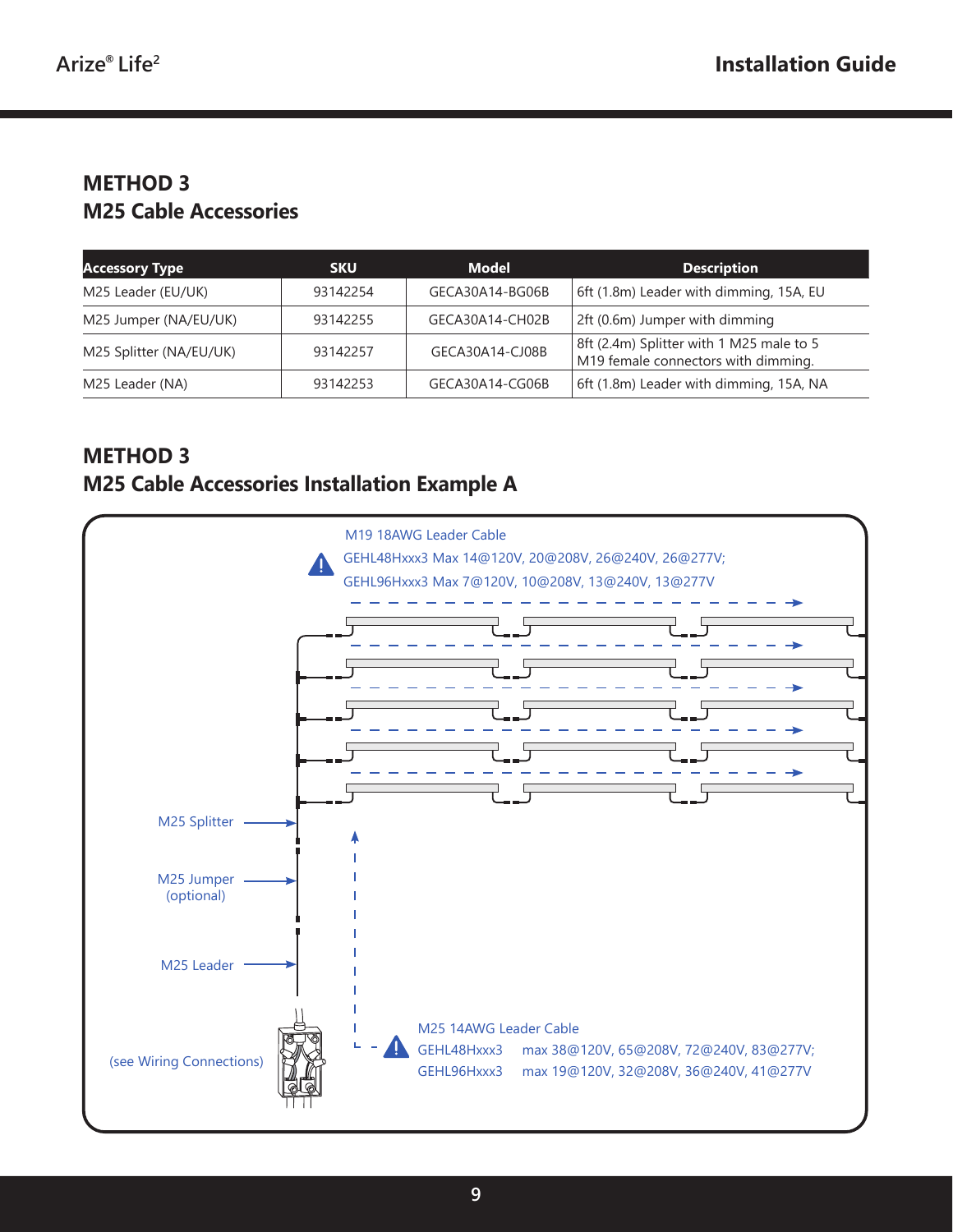## METHOD 3
## M25 Cable Accessories

| Accessory Type | SKU | Model | Description |
|---|---|---|---|
| M25 Leader (EU/UK) | 93142254 | GECA30A14-BG06B | 6ft (1.8m) Leader with dimming, 15A, EU |
| M25 Jumper (NA/EU/UK) | 93142255 | GECA30A14-CH02B | 2ft (0.6m) Jumper with dimming |
| M25 Splitter (NA/EU/UK) | 93142257 | GECA30A14-CJ08B | 8ft (2.4m) Splitter with 1 M25 male to 5 M19 female connectors with dimming. |
| M25 Leader (NA) | 93142253 | GECA30A14-CG06B | 6ft (1.8m) Leader with dimming, 15A, NA |

## METHOD 3
## M25 Cable Accessories Installation Example A

M19 18AWG Leader Cable

GEHL48Hxxx3 Max 14@120V, 20@208V, 26@240V, 26@277V;

GEHL96Hxxx3 Max 7@120V, 10@208V, 13@240V, 13@277V

M25 Splitter

M25 Jumper (optional)

M25 Leader

(see Wiring Connections)

M25 14AWG Leader Cable

GEHL48Hxxx3 max 38@120V, 65@208V, 72@240V, 83@277V;

GEHL96Hxxx3 max 19@120V, 32@208V, 36@240V, 41@277V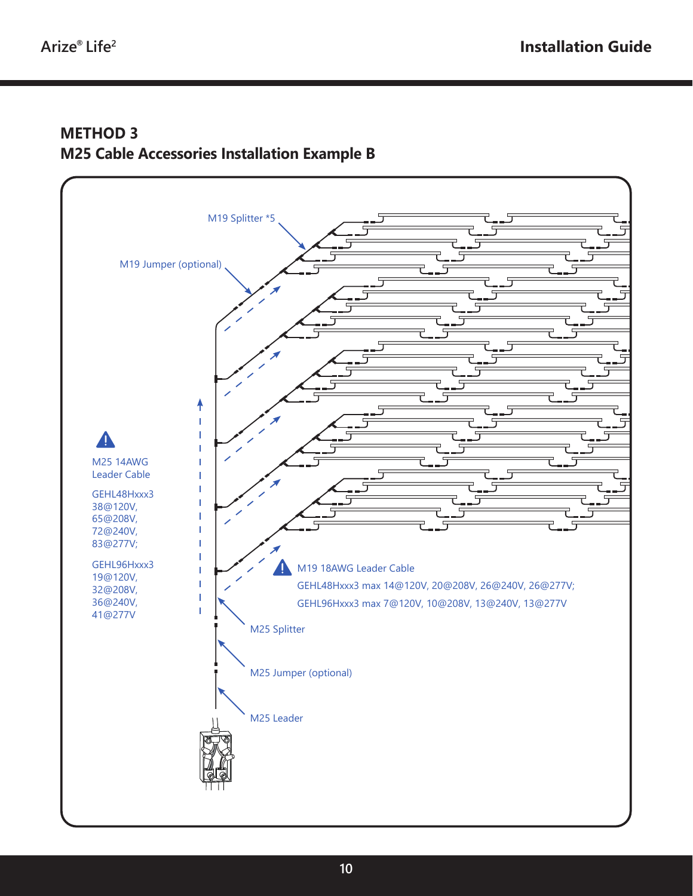## METHOD 3
## M25 Cable Accessories Installation Example B

M19 Splitter *5

M19 Jumper (optional)

⚠ M25 14AWG Leader Cable

GEHL48Hxxx3
38@120V,
65@208V,
72@240V,
83@277V;

GEHL96Hxxx3
19@120V,
32@208V,
36@240V,
41@277V

⚠ M19 18AWG Leader Cable

GEHL48Hxxx3 max 14@120V, 20@208V, 26@240V, 26@277V;
GEHL96Hxxx3 max 7@120V, 10@208V, 13@240V, 13@277V

M25 Splitter

M25 Jumper (optional)

M25 Leader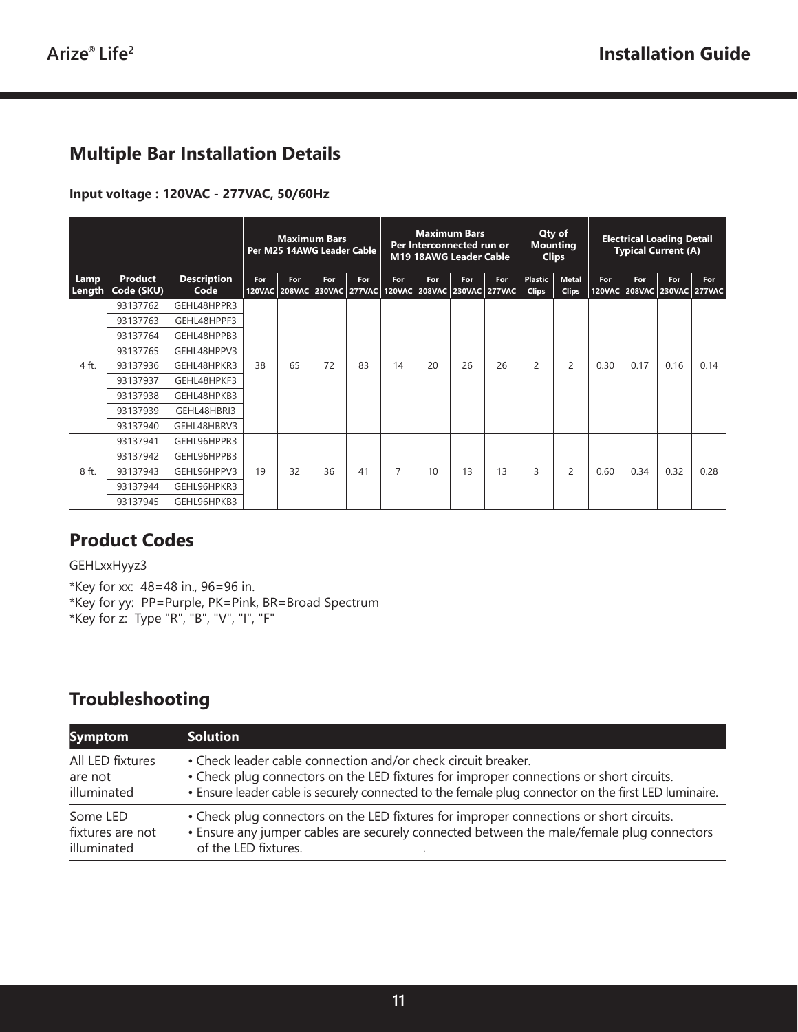## Multiple Bar Installation Details

**Input voltage : 120VAC - 277VAC, 50/60Hz**

| Lamp Length | Product Code (SKU) | Description Code | Maximum Bars Per M25 14AWG Leader Cable | | | | Maximum Bars Per Interconnected run or M19 18AWG Leader Cable | | | | Qty of Mounting Clips | | Electrical Loading Detail Typical Current (A) | | | |
|---|---|---|---|---|---|---|---|---|---|---|---|---|---|---|---|---|
| | | | For 120VAC | For 208VAC | For 230VAC | For 277VAC | For 120VAC | For 208VAC | For 230VAC | For 277VAC | Plastic Clips | Metal Clips | For 120VAC | For 208VAC | For 230VAC | For 277VAC |
| 4 ft. | 93137762 | GEHL48HPPR3 | 38 | 65 | 72 | 83 | 14 | 20 | 26 | 26 | 2 | 2 | 0.30 | 0.17 | 0.16 | 0.14 |
| | 93137763 | GEHL48HPPF3 | | | | | | | | | | | | | | |
| | 93137764 | GEHL48HPPB3 | | | | | | | | | | | | | | |
| | 93137765 | GEHL48HPPV3 | | | | | | | | | | | | | | |
| | 93137936 | GEHL48HPKR3 | | | | | | | | | | | | | | |
| | 93137937 | GEHL48HPKF3 | | | | | | | | | | | | | | |
| | 93137938 | GEHL48HPKB3 | | | | | | | | | | | | | | |
| | 93137939 | GEHL48HBRI3 | | | | | | | | | | | | | | |
| | 93137940 | GEHL48HBRV3 | | | | | | | | | | | | | | |
| 8 ft. | 93137941 | GEHL96HPPR3 | 19 | 32 | 36 | 41 | 7 | 10 | 13 | 13 | 3 | 2 | 0.60 | 0.34 | 0.32 | 0.28 |
| | 93137942 | GEHL96HPPB3 | | | | | | | | | | | | | | |
| | 93137943 | GEHL96HPPV3 | | | | | | | | | | | | | | |
| | 93137944 | GEHL96HPKR3 | | | | | | | | | | | | | | |
| | 93137945 | GEHL96HPKB3 | | | | | | | | | | | | | | |

## Product Codes

GEHLxxHyyz3

*Key for xx: 48=48 in., 96=96 in.
*Key for yy: PP=Purple, PK=Pink, BR=Broad Spectrum
*Key for z: Type "R", "B", "V", "I", "F"

## Troubleshooting

| Symptom | Solution |
|---|---|
| All LED fixtures are not illuminated | • Check leader cable connection and/or check circuit breaker.<br>• Check plug connectors on the LED fixtures for improper connections or short circuits.<br>• Ensure leader cable is securely connected to the female plug connector on the first LED luminaire. |
| Some LED fixtures are not illuminated | • Check plug connectors on the LED fixtures for improper connections or short circuits.<br>• Ensure any jumper cables are securely connected between the male/female plug connectors of the LED fixtures. |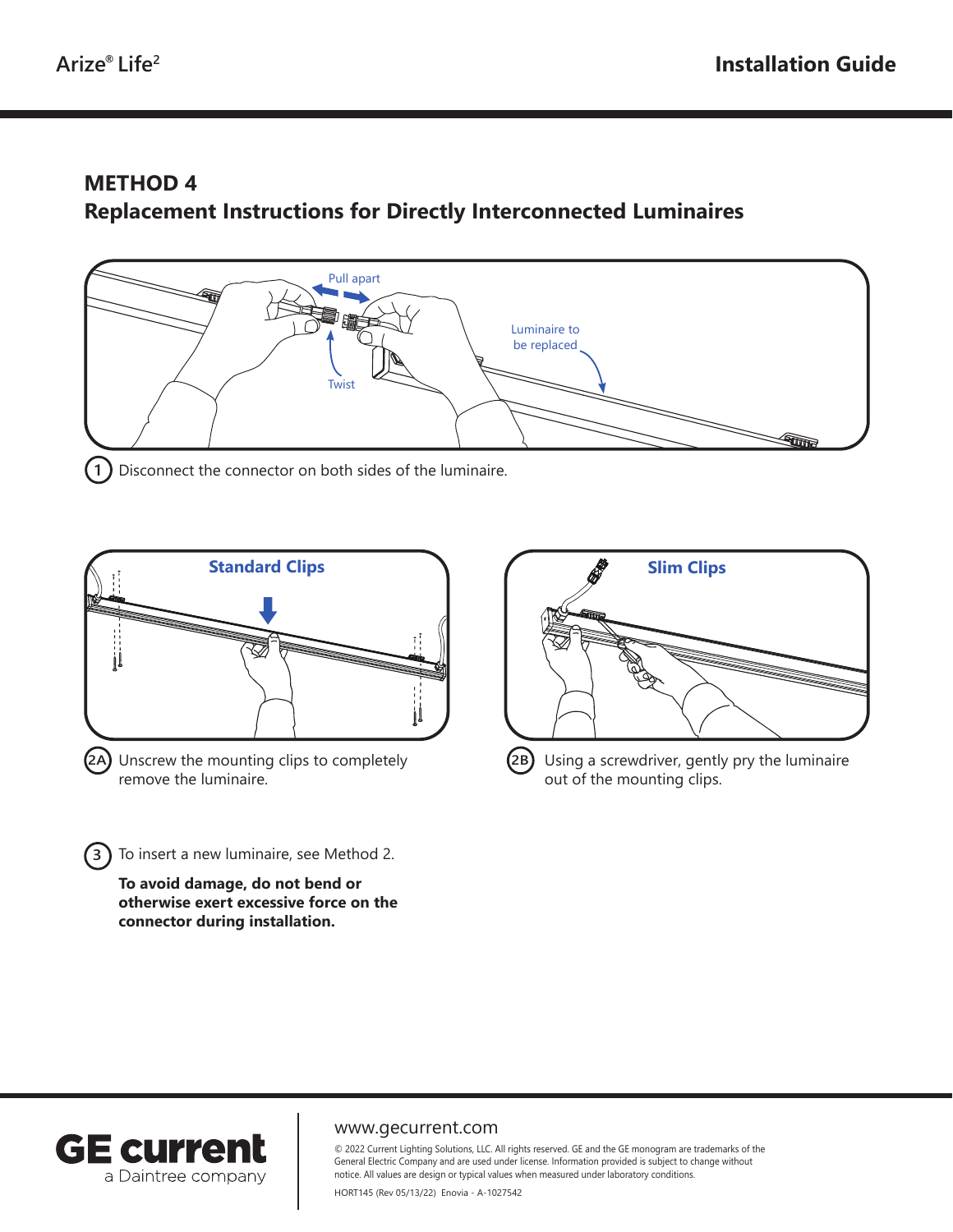## METHOD 4
## Replacement Instructions for Directly Interconnected Luminaires

Pull apart

Twist

Luminaire to be replaced

1. Disconnect the connector on both sides of the luminaire.

**Standard Clips**

2A. Unscrew the mounting clips to completely remove the luminaire.

**Slim Clips**

2B. Using a screwdriver, gently pry the luminaire out of the mounting clips.

3. To insert a new luminaire, see Method 2.

**To avoid damage, do not bend or otherwise exert excessive force on the connector during installation.**

GE current
a Daintree company

www.gecurrent.com

© 2022 Current Lighting Solutions, LLC. All rights reserved. GE and the GE monogram are trademarks of the General Electric Company and are used under license. Information provided is subject to change without notice. All values are design or typical values when measured under laboratory conditions.

HORT145 (Rev 05/13/22) Enovia - A-1027542